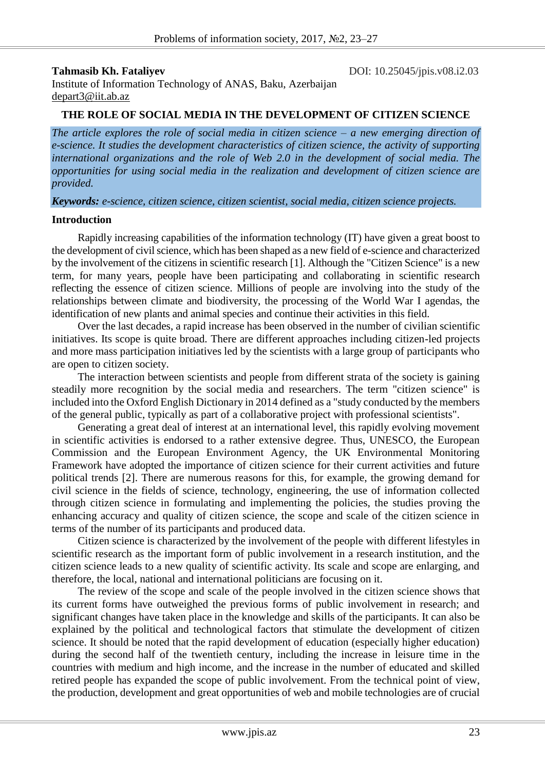**Tahmasib Kh. Fataliyev**

DOI: 10.25045/jpis.v08.i2.03

Institute of Information Technology of ANAS, Baku, Azerbaijan

depart3@iit.ab.az

# THE ROLE OF SOCIAL MEDIA IN THE DEVELOPMENT OF CITIZEN SCIENCE

*The article explores the role of social media in citizen science – a new emerging direction of e-science. It studies the development characteristics of citizen science, the activity of supporting international organizations and the role of Web 2.0 in the development of social media. The opportunities for using social media in the realization and development of citizen science are provided.*

***Keywords:*** *e-science, citizen science, citizen scientist, social media, citizen science projects.*

## Introduction

Rapidly increasing capabilities of the information technology (IT) have given a great boost to the development of civil science, which has been shaped as a new field of e-science and characterized by the involvement of the citizens in scientific research [1]. Although the "Citizen Science" is a new term, for many years, people have been participating and collaborating in scientific research reflecting the essence of citizen science. Millions of people are involving into the study of the relationships between climate and biodiversity, the processing of the World War I agendas, the identification of new plants and animal species and continue their activities in this field.

Over the last decades, a rapid increase has been observed in the number of civilian scientific initiatives. Its scope is quite broad. There are different approaches including citizen-led projects and more mass participation initiatives led by the scientists with a large group of participants who are open to citizen society.

The interaction between scientists and people from different strata of the society is gaining steadily more recognition by the social media and researchers. The term "citizen science" is included into the Oxford English Dictionary in 2014 defined as a "study conducted by the members of the general public, typically as part of a collaborative project with professional scientists".

Generating a great deal of interest at an international level, this rapidly evolving movement in scientific activities is endorsed to a rather extensive degree. Thus, UNESCO, the European Commission and the European Environment Agency, the UK Environmental Monitoring Framework have adopted the importance of citizen science for their current activities and future political trends [2]. There are numerous reasons for this, for example, the growing demand for civil science in the fields of science, technology, engineering, the use of information collected through citizen science in formulating and implementing the policies, the studies proving the enhancing accuracy and quality of citizen science, the scope and scale of the citizen science in terms of the number of its participants and produced data.

Citizen science is characterized by the involvement of the people with different lifestyles in scientific research as the important form of public involvement in a research institution, and the citizen science leads to a new quality of scientific activity. Its scale and scope are enlarging, and therefore, the local, national and international politicians are focusing on it.

The review of the scope and scale of the people involved in the citizen science shows that its current forms have outweighed the previous forms of public involvement in research; and significant changes have taken place in the knowledge and skills of the participants. It can also be explained by the political and technological factors that stimulate the development of citizen science. It should be noted that the rapid development of education (especially higher education) during the second half of the twentieth century, including the increase in leisure time in the countries with medium and high income, and the increase in the number of educated and skilled retired people has expanded the scope of public involvement. From the technical point of view, the production, development and great opportunities of web and mobile technologies are of crucial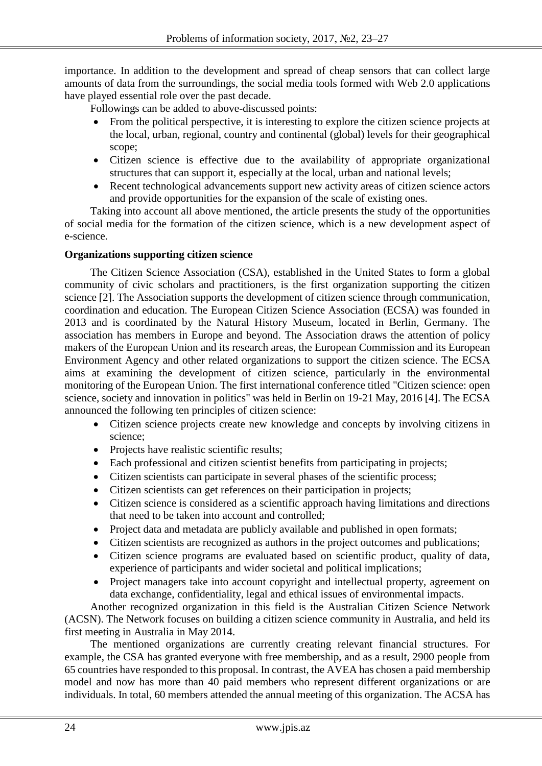importance. In addition to the development and spread of cheap sensors that can collect large amounts of data from the surroundings, the social media tools formed with Web 2.0 applications have played essential role over the past decade.

Followings can be added to above-discussed points:

- From the political perspective, it is interesting to explore the citizen science projects at the local, urban, regional, country and continental (global) levels for their geographical scope;
- Citizen science is effective due to the availability of appropriate organizational structures that can support it, especially at the local, urban and national levels;
- Recent technological advancements support new activity areas of citizen science actors and provide opportunities for the expansion of the scale of existing ones.

Taking into account all above mentioned, the article presents the study of the opportunities of social media for the formation of the citizen science, which is a new development aspect of e-science.

**Organizations supporting citizen science**

The Citizen Science Association (CSA), established in the United States to form a global community of civic scholars and practitioners, is the first organization supporting the citizen science [2]. The Association supports the development of citizen science through communication, coordination and education. The European Citizen Science Association (ECSA) was founded in 2013 and is coordinated by the Natural History Museum, located in Berlin, Germany. The association has members in Europe and beyond. The Association draws the attention of policy makers of the European Union and its research areas, the European Commission and its European Environment Agency and other related organizations to support the citizen science. The ECSA aims at examining the development of citizen science, particularly in the environmental monitoring of the European Union. The first international conference titled "Citizen science: open science, society and innovation in politics" was held in Berlin on 19-21 May, 2016 [4]. The ECSA announced the following ten principles of citizen science:

- Citizen science projects create new knowledge and concepts by involving citizens in science;
- Projects have realistic scientific results;
- Each professional and citizen scientist benefits from participating in projects;
- Citizen scientists can participate in several phases of the scientific process;
- Citizen scientists can get references on their participation in projects;
- Citizen science is considered as a scientific approach having limitations and directions that need to be taken into account and controlled;
- Project data and metadata are publicly available and published in open formats;
- Citizen scientists are recognized as authors in the project outcomes and publications;
- Citizen science programs are evaluated based on scientific product, quality of data, experience of participants and wider societal and political implications;
- Project managers take into account copyright and intellectual property, agreement on data exchange, confidentiality, legal and ethical issues of environmental impacts.

Another recognized organization in this field is the Australian Citizen Science Network (ACSN). The Network focuses on building a citizen science community in Australia, and held its first meeting in Australia in May 2014.

The mentioned organizations are currently creating relevant financial structures. For example, the CSA has granted everyone with free membership, and as a result, 2900 people from 65 countries have responded to this proposal. In contrast, the AVEA has chosen a paid membership model and now has more than 40 paid members who represent different organizations or are individuals. In total, 60 members attended the annual meeting of this organization. The ACSA has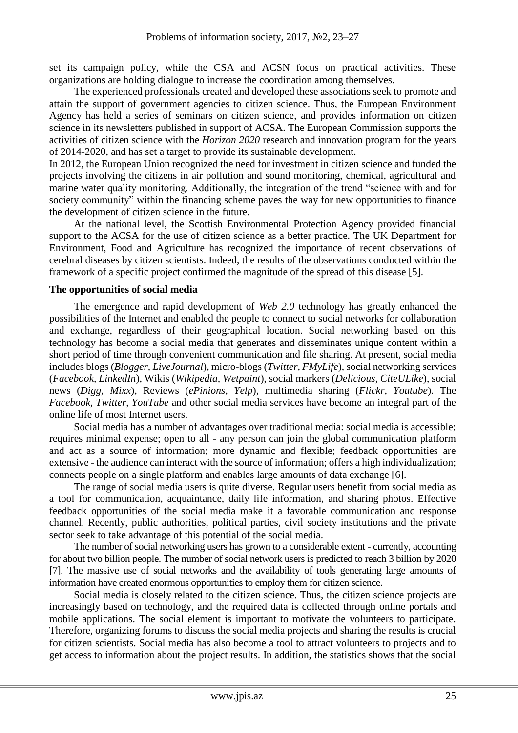set its campaign policy, while the CSA and ACSN focus on practical activities. These organizations are holding dialogue to increase the coordination among themselves.

The experienced professionals created and developed these associations seek to promote and attain the support of government agencies to citizen science. Thus, the European Environment Agency has held a series of seminars on citizen science, and provides information on citizen science in its newsletters published in support of ACSA. The European Commission supports the activities of citizen science with the *Horizon 2020* research and innovation program for the years of 2014-2020, and has set a target to provide its sustainable development.

In 2012, the European Union recognized the need for investment in citizen science and funded the projects involving the citizens in air pollution and sound monitoring, chemical, agricultural and marine water quality monitoring. Additionally, the integration of the trend "science with and for society community" within the financing scheme paves the way for new opportunities to finance the development of citizen science in the future.

At the national level, the Scottish Environmental Protection Agency provided financial support to the ACSA for the use of citizen science as a better practice. The UK Department for Environment, Food and Agriculture has recognized the importance of recent observations of cerebral diseases by citizen scientists. Indeed, the results of the observations conducted within the framework of a specific project confirmed the magnitude of the spread of this disease [5].

**The opportunities of social media**

The emergence and rapid development of *Web 2.0* technology has greatly enhanced the possibilities of the Internet and enabled the people to connect to social networks for collaboration and exchange, regardless of their geographical location. Social networking based on this technology has become a social media that generates and disseminates unique content within a short period of time through convenient communication and file sharing. At present, social media includes blogs (*Blogger, LiveJournal*), micro-blogs (*Twitter, FMyLife*), social networking services (*Facebook, LinkedIn*), Wikis (*Wikipedia, Wetpaint*), social markers (*Delicious, CiteULike*), social news (*Digg, Mixx*), Reviews (*ePinions, Yelp*), multimedia sharing (*Flickr, Youtube*). The *Facebook, Twitter, YouTube* and other social media services have become an integral part of the online life of most Internet users.

Social media has a number of advantages over traditional media: social media is accessible; requires minimal expense; open to all - any person can join the global communication platform and act as a source of information; more dynamic and flexible; feedback opportunities are extensive - the audience can interact with the source of information; offers a high individualization; connects people on a single platform and enables large amounts of data exchange [6].

The range of social media users is quite diverse. Regular users benefit from social media as a tool for communication, acquaintance, daily life information, and sharing photos. Effective feedback opportunities of the social media make it a favorable communication and response channel. Recently, public authorities, political parties, civil society institutions and the private sector seek to take advantage of this potential of the social media.

The number of social networking users has grown to a considerable extent - currently, accounting for about two billion people. The number of social network users is predicted to reach 3 billion by 2020 [7]. The massive use of social networks and the availability of tools generating large amounts of information have created enormous opportunities to employ them for citizen science.

Social media is closely related to the citizen science. Thus, the citizen science projects are increasingly based on technology, and the required data is collected through online portals and mobile applications. The social element is important to motivate the volunteers to participate. Therefore, organizing forums to discuss the social media projects and sharing the results is crucial for citizen scientists. Social media has also become a tool to attract volunteers to projects and to get access to information about the project results. In addition, the statistics shows that the social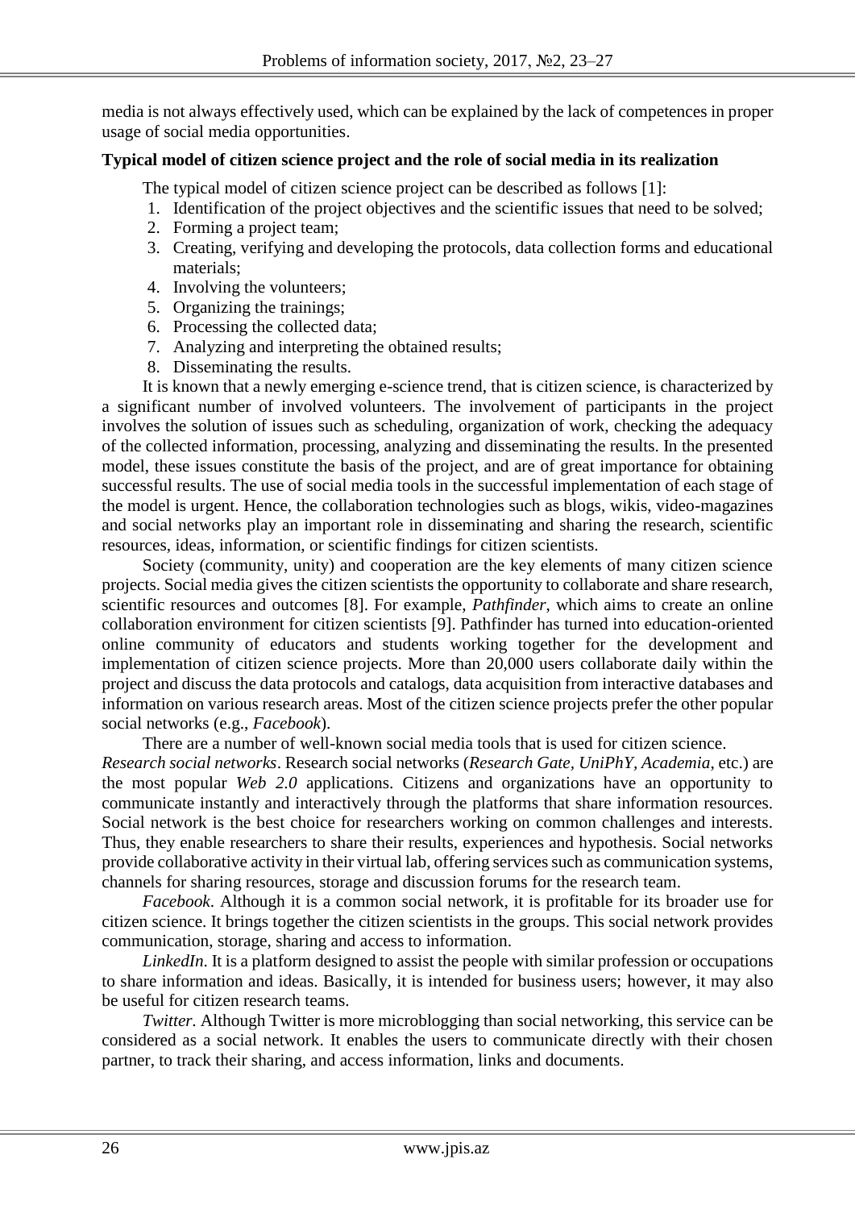media is not always effectively used, which can be explained by the lack of competences in proper usage of social media opportunities.

**Typical model of citizen science project and the role of social media in its realization**

The typical model of citizen science project can be described as follows [1]:

1. Identification of the project objectives and the scientific issues that need to be solved;
2. Forming a project team;
3. Creating, verifying and developing the protocols, data collection forms and educational materials;
4. Involving the volunteers;
5. Organizing the trainings;
6. Processing the collected data;
7. Analyzing and interpreting the obtained results;
8. Disseminating the results.

It is known that a newly emerging e-science trend, that is citizen science, is characterized by a significant number of involved volunteers. The involvement of participants in the project involves the solution of issues such as scheduling, organization of work, checking the adequacy of the collected information, processing, analyzing and disseminating the results. In the presented model, these issues constitute the basis of the project, and are of great importance for obtaining successful results. The use of social media tools in the successful implementation of each stage of the model is urgent. Hence, the collaboration technologies such as blogs, wikis, video-magazines and social networks play an important role in disseminating and sharing the research, scientific resources, ideas, information, or scientific findings for citizen scientists.

Society (community, unity) and cooperation are the key elements of many citizen science projects. Social media gives the citizen scientists the opportunity to collaborate and share research, scientific resources and outcomes [8]. For example, *Pathfinder*, which aims to create an online collaboration environment for citizen scientists [9]. Pathfinder has turned into education-oriented online community of educators and students working together for the development and implementation of citizen science projects. More than 20,000 users collaborate daily within the project and discuss the data protocols and catalogs, data acquisition from interactive databases and information on various research areas. Most of the citizen science projects prefer the other popular social networks (e.g., *Facebook*).

There are a number of well-known social media tools that is used for citizen science.

*Research social networks*. Research social networks (*Research Gate*, *UniPhY*, *Academia*, etc.) are the most popular *Web 2.0* applications. Citizens and organizations have an opportunity to communicate instantly and interactively through the platforms that share information resources. Social network is the best choice for researchers working on common challenges and interests. Thus, they enable researchers to share their results, experiences and hypothesis. Social networks provide collaborative activity in their virtual lab, offering services such as communication systems, channels for sharing resources, storage and discussion forums for the research team.

*Facebook*. Although it is a common social network, it is profitable for its broader use for citizen science. It brings together the citizen scientists in the groups. This social network provides communication, storage, sharing and access to information.

*LinkedIn*. It is a platform designed to assist the people with similar profession or occupations to share information and ideas. Basically, it is intended for business users; however, it may also be useful for citizen research teams.

*Twitter*. Although Twitter is more microblogging than social networking, this service can be considered as a social network. It enables the users to communicate directly with their chosen partner, to track their sharing, and access information, links and documents.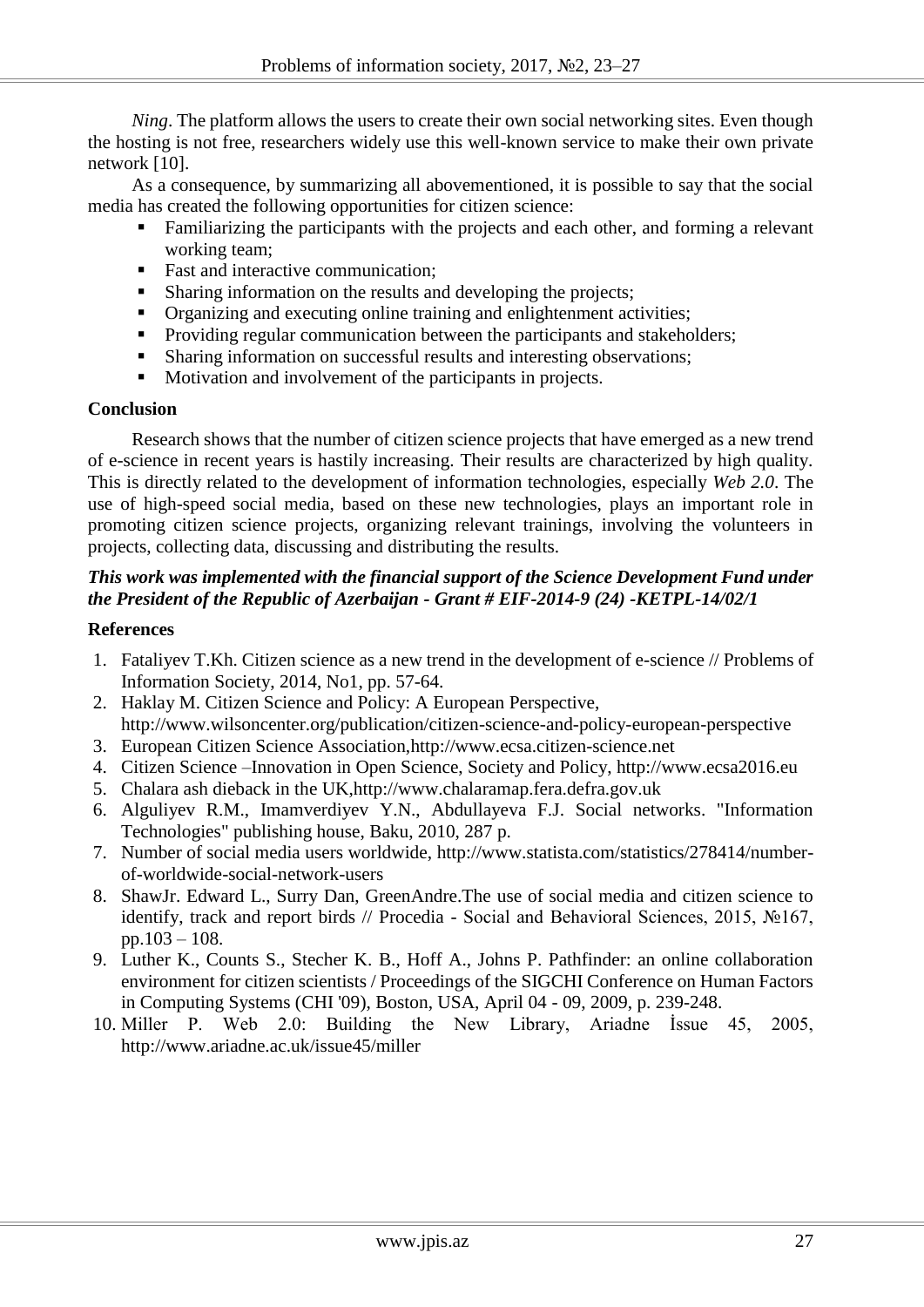*Ning*. The platform allows the users to create their own social networking sites. Even though the hosting is not free, researchers widely use this well-known service to make their own private network [10].

As a consequence, by summarizing all abovementioned, it is possible to say that the social media has created the following opportunities for citizen science:

- Familiarizing the participants with the projects and each other, and forming a relevant working team;
- Fast and interactive communication;
- Sharing information on the results and developing the projects;
- Organizing and executing online training and enlightenment activities;
- Providing regular communication between the participants and stakeholders;
- Sharing information on successful results and interesting observations;
- Motivation and involvement of the participants in projects.

## Conclusion

Research shows that the number of citizen science projects that have emerged as a new trend of e-science in recent years is hastily increasing. Their results are characterized by high quality. This is directly related to the development of information technologies, especially *Web 2.0*. The use of high-speed social media, based on these new technologies, plays an important role in promoting citizen science projects, organizing relevant trainings, involving the volunteers in projects, collecting data, discussing and distributing the results.

***This work was implemented with the financial support of the Science Development Fund under the President of the Republic of Azerbaijan - Grant # EIF-2014-9 (24) -KETPL-14/02/1***

## References

1. Fataliyev T.Kh. Citizen science as a new trend in the development of e-science // Problems of Information Society, 2014, No1, pp. 57-64.
2. Haklay M. Citizen Science and Policy: A European Perspective, http://www.wilsoncenter.org/publication/citizen-science-and-policy-european-perspective
3. European Citizen Science Association,http://www.ecsa.citizen-science.net
4. Citizen Science –Innovation in Open Science, Society and Policy, http://www.ecsa2016.eu
5. Chalara ash dieback in the UK,http://www.chalaramap.fera.defra.gov.uk
6. Alguliyev R.M., Imamverdiyev Y.N., Abdullayeva F.J. Social networks. "Information Technologies" publishing house, Baku, 2010, 287 p.
7. Number of social media users worldwide, http://www.statista.com/statistics/278414/number-of-worldwide-social-network-users
8. ShawJr. Edward L., Surry Dan, GreenAndre.The use of social media and citizen science to identify, track and report birds // Procedia - Social and Behavioral Sciences, 2015, №167, pp.103 – 108.
9. Luther K., Counts S., Stecher K. B., Hoff A., Johns P. Pathfinder: an online collaboration environment for citizen scientists / Proceedings of the SIGCHI Conference on Human Factors in Computing Systems (CHI '09), Boston, USA, April 04 - 09, 2009, p. 239-248.
10. Miller P. Web 2.0: Building the New Library, Ariadne İssue 45, 2005, http://www.ariadne.ac.uk/issue45/miller